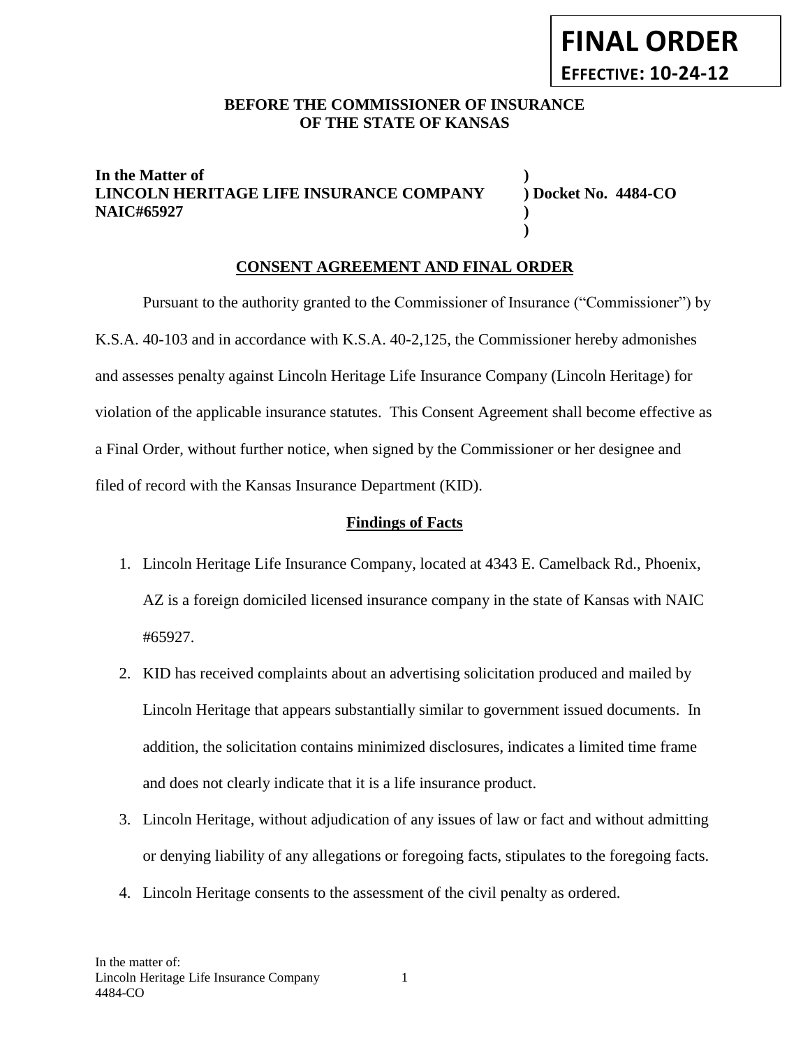**FINAL ORDER**

**EFFECTIVE: 10-24-12**

**BEFORE THE COMMISSIONER OF INSURANCE OF THE STATE OF KANSAS**

**In the Matter of** )
**LINCOLN HERITAGE LIFE INSURANCE COMPANY** ) **Docket No. 4484-CO**
**NAIC#65927** )
)

## CONSENT AGREEMENT AND FINAL ORDER

Pursuant to the authority granted to the Commissioner of Insurance ("Commissioner") by K.S.A. 40-103 and in accordance with K.S.A. 40-2,125, the Commissioner hereby admonishes and assesses penalty against Lincoln Heritage Life Insurance Company (Lincoln Heritage) for violation of the applicable insurance statutes. This Consent Agreement shall become effective as a Final Order, without further notice, when signed by the Commissioner or her designee and filed of record with the Kansas Insurance Department (KID).

### Findings of Facts

1. Lincoln Heritage Life Insurance Company, located at 4343 E. Camelback Rd., Phoenix, AZ is a foreign domiciled licensed insurance company in the state of Kansas with NAIC #65927.
2. KID has received complaints about an advertising solicitation produced and mailed by Lincoln Heritage that appears substantially similar to government issued documents. In addition, the solicitation contains minimized disclosures, indicates a limited time frame and does not clearly indicate that it is a life insurance product.
3. Lincoln Heritage, without adjudication of any issues of law or fact and without admitting or denying liability of any allegations or foregoing facts, stipulates to the foregoing facts.
4. Lincoln Heritage consents to the assessment of the civil penalty as ordered.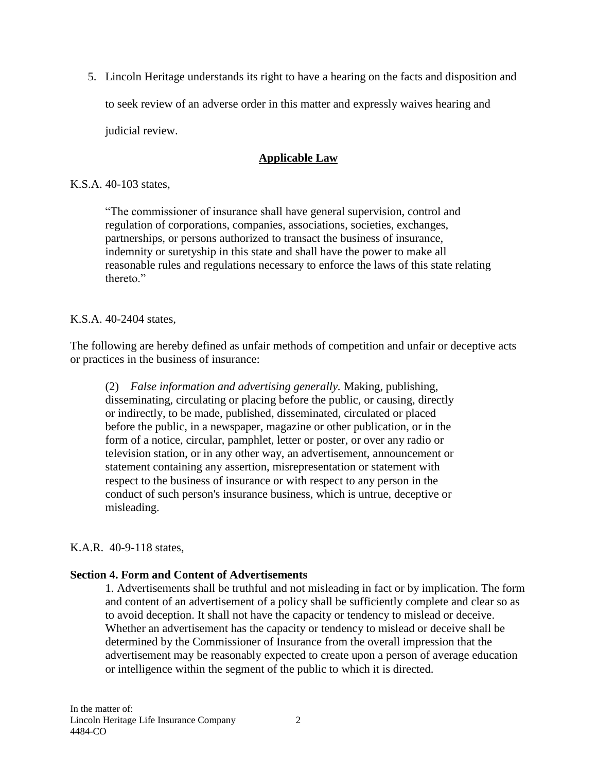5. Lincoln Heritage understands its right to have a hearing on the facts and disposition and to seek review of an adverse order in this matter and expressly waives hearing and judicial review.

## Applicable Law

K.S.A. 40-103 states,

> "The commissioner of insurance shall have general supervision, control and regulation of corporations, companies, associations, societies, exchanges, partnerships, or persons authorized to transact the business of insurance, indemnity or suretyship in this state and shall have the power to make all reasonable rules and regulations necessary to enforce the laws of this state relating thereto."

K.S.A. 40-2404 states,

The following are hereby defined as unfair methods of competition and unfair or deceptive acts or practices in the business of insurance:

> (2) *False information and advertising generally.* Making, publishing, disseminating, circulating or placing before the public, or causing, directly or indirectly, to be made, published, disseminated, circulated or placed before the public, in a newspaper, magazine or other publication, or in the form of a notice, circular, pamphlet, letter or poster, or over any radio or television station, or in any other way, an advertisement, announcement or statement containing any assertion, misrepresentation or statement with respect to the business of insurance or with respect to any person in the conduct of such person's insurance business, which is untrue, deceptive or misleading.

K.A.R. 40-9-118 states,

**Section 4. Form and Content of Advertisements**

> 1. Advertisements shall be truthful and not misleading in fact or by implication. The form and content of an advertisement of a policy shall be sufficiently complete and clear so as to avoid deception. It shall not have the capacity or tendency to mislead or deceive. Whether an advertisement has the capacity or tendency to mislead or deceive shall be determined by the Commissioner of Insurance from the overall impression that the advertisement may be reasonably expected to create upon a person of average education or intelligence within the segment of the public to which it is directed.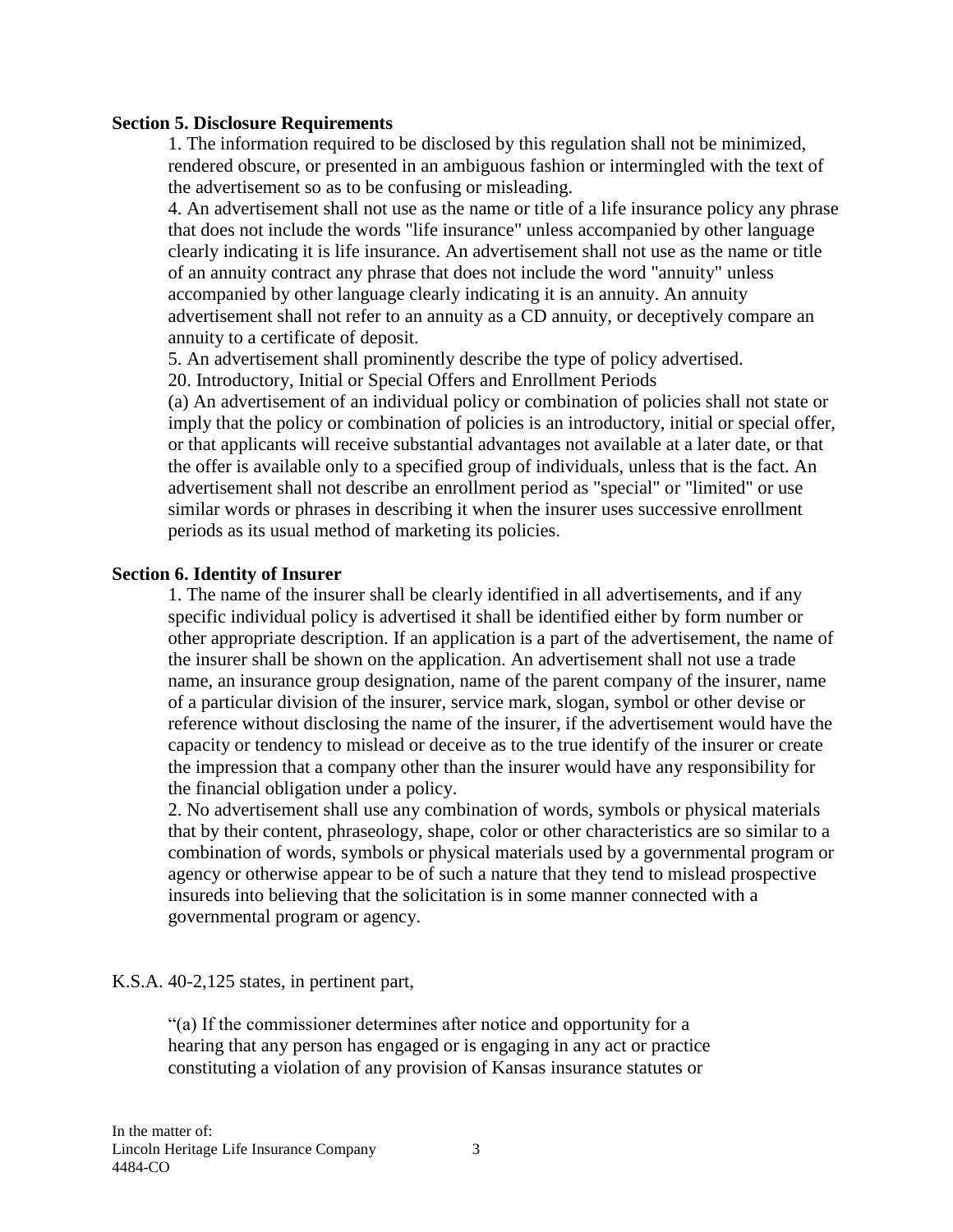**Section 5. Disclosure Requirements**

1. The information required to be disclosed by this regulation shall not be minimized, rendered obscure, or presented in an ambiguous fashion or intermingled with the text of the advertisement so as to be confusing or misleading.

4. An advertisement shall not use as the name or title of a life insurance policy any phrase that does not include the words "life insurance" unless accompanied by other language clearly indicating it is life insurance. An advertisement shall not use as the name or title of an annuity contract any phrase that does not include the word "annuity" unless accompanied by other language clearly indicating it is an annuity. An annuity advertisement shall not refer to an annuity as a CD annuity, or deceptively compare an annuity to a certificate of deposit.

5. An advertisement shall prominently describe the type of policy advertised.

20. Introductory, Initial or Special Offers and Enrollment Periods

(a) An advertisement of an individual policy or combination of policies shall not state or imply that the policy or combination of policies is an introductory, initial or special offer, or that applicants will receive substantial advantages not available at a later date, or that the offer is available only to a specified group of individuals, unless that is the fact. An advertisement shall not describe an enrollment period as "special" or "limited" or use similar words or phrases in describing it when the insurer uses successive enrollment periods as its usual method of marketing its policies.

**Section 6. Identity of Insurer**

1. The name of the insurer shall be clearly identified in all advertisements, and if any specific individual policy is advertised it shall be identified either by form number or other appropriate description. If an application is a part of the advertisement, the name of the insurer shall be shown on the application. An advertisement shall not use a trade name, an insurance group designation, name of the parent company of the insurer, name of a particular division of the insurer, service mark, slogan, symbol or other devise or reference without disclosing the name of the insurer, if the advertisement would have the capacity or tendency to mislead or deceive as to the true identify of the insurer or create the impression that a company other than the insurer would have any responsibility for the financial obligation under a policy.

2. No advertisement shall use any combination of words, symbols or physical materials that by their content, phraseology, shape, color or other characteristics are so similar to a combination of words, symbols or physical materials used by a governmental program or agency or otherwise appear to be of such a nature that they tend to mislead prospective insureds into believing that the solicitation is in some manner connected with a governmental program or agency.

K.S.A. 40-2,125 states, in pertinent part,

"(a) If the commissioner determines after notice and opportunity for a hearing that any person has engaged or is engaging in any act or practice constituting a violation of any provision of Kansas insurance statutes or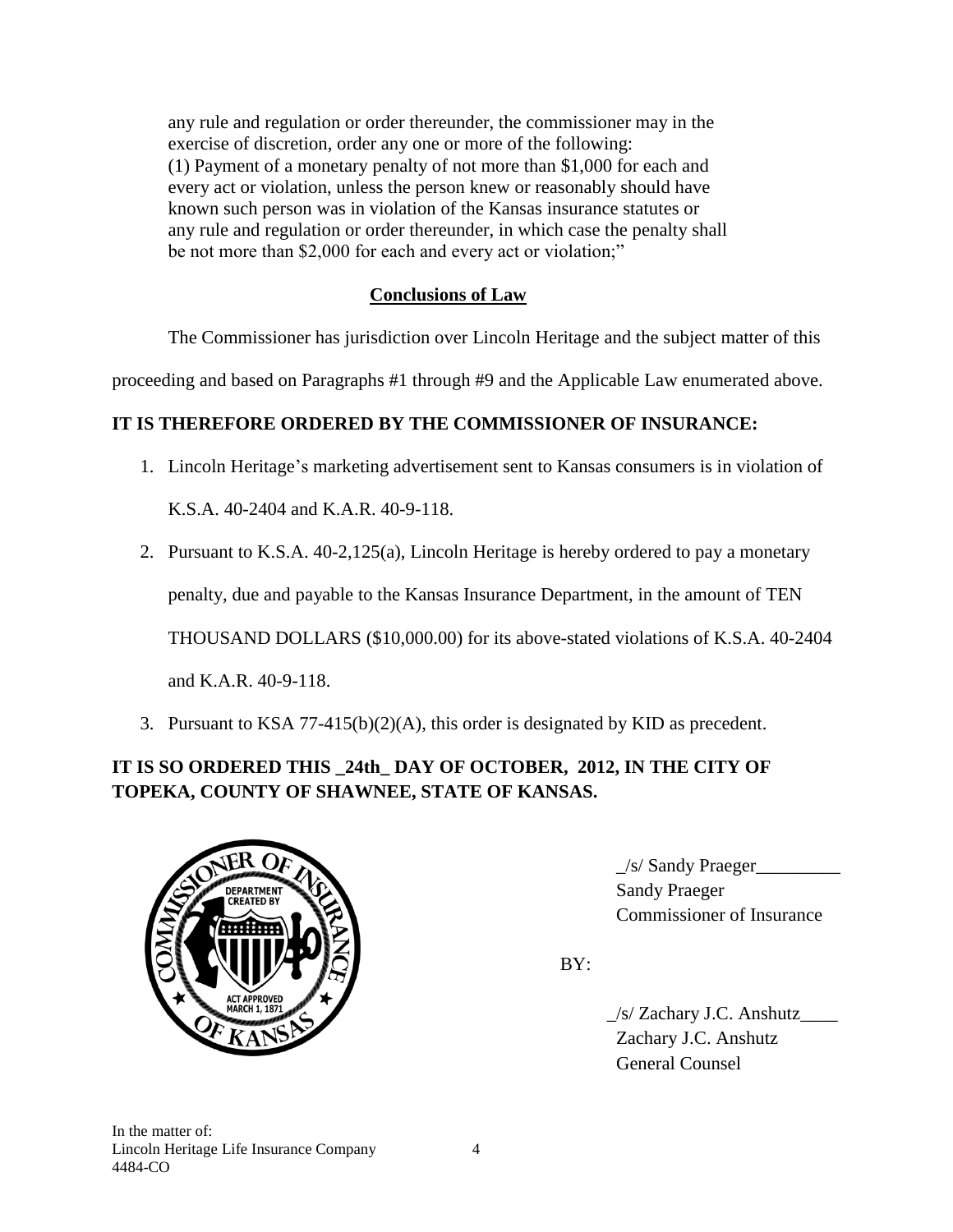any rule and regulation or order thereunder, the commissioner may in the exercise of discretion, order any one or more of the following:
(1) Payment of a monetary penalty of not more than $1,000 for each and every act or violation, unless the person knew or reasonably should have known such person was in violation of the Kansas insurance statutes or any rule and regulation or order thereunder, in which case the penalty shall be not more than $2,000 for each and every act or violation;"

## Conclusions of Law

The Commissioner has jurisdiction over Lincoln Heritage and the subject matter of this proceeding and based on Paragraphs #1 through #9 and the Applicable Law enumerated above.

**IT IS THEREFORE ORDERED BY THE COMMISSIONER OF INSURANCE:**

1. Lincoln Heritage's marketing advertisement sent to Kansas consumers is in violation of K.S.A. 40-2404 and K.A.R. 40-9-118.
2. Pursuant to K.S.A. 40-2,125(a), Lincoln Heritage is hereby ordered to pay a monetary penalty, due and payable to the Kansas Insurance Department, in the amount of TEN THOUSAND DOLLARS ($10,000.00) for its above-stated violations of K.S.A. 40-2404 and K.A.R. 40-9-118.
3. Pursuant to KSA 77-415(b)(2)(A), this order is designated by KID as precedent.

**IT IS SO ORDERED THIS _24th_ DAY OF OCTOBER, 2012, IN THE CITY OF TOPEKA, COUNTY OF SHAWNEE, STATE OF KANSAS.**

_/s/ Sandy Praeger_________
Sandy Praeger
Commissioner of Insurance

BY:

_/s/ Zachary J.C. Anshutz____
Zachary J.C. Anshutz
General Counsel

In the matter of:
Lincoln Heritage Life Insurance Company
4484-CO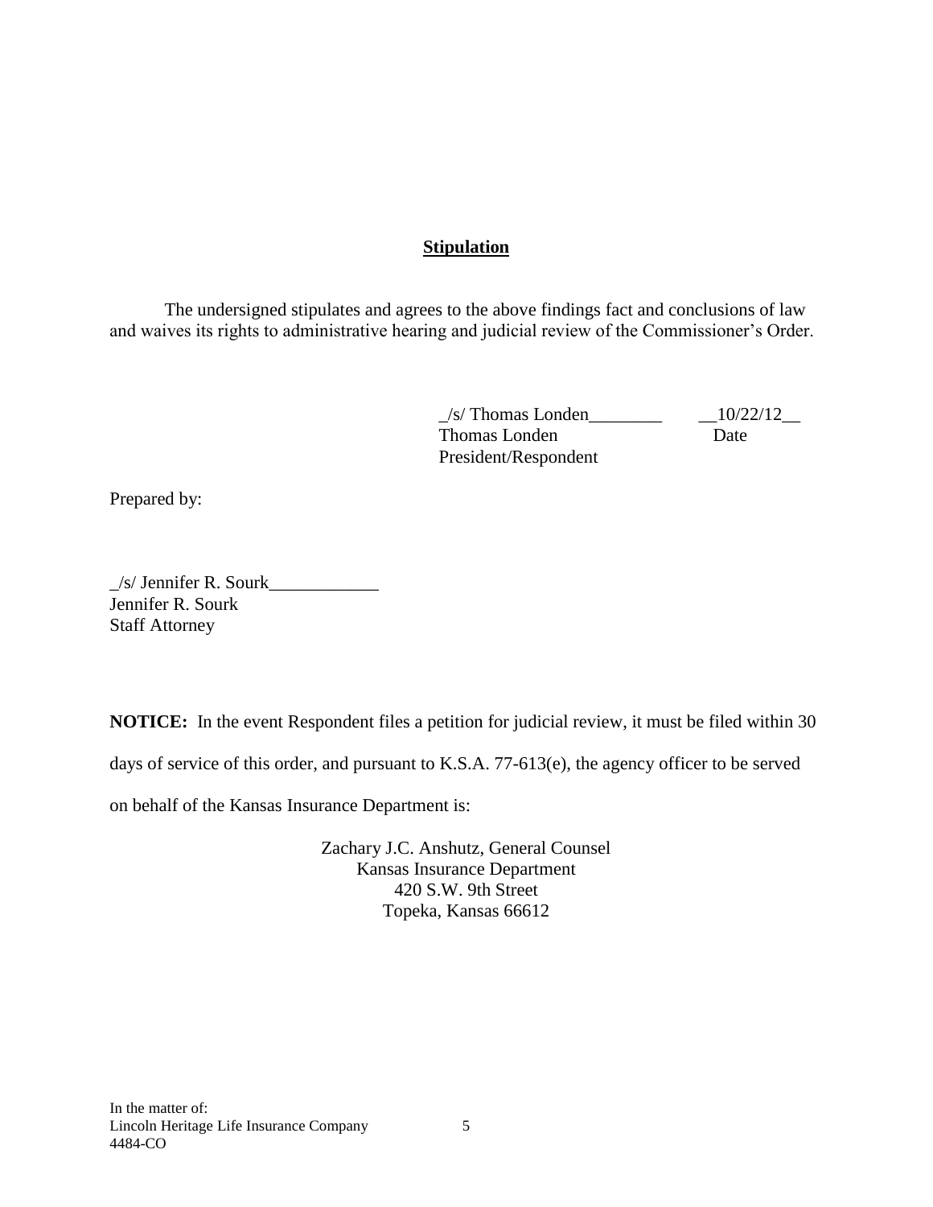## **Stipulation**

The undersigned stipulates and agrees to the above findings fact and conclusions of law and waives its rights to administrative hearing and judicial review of the Commissioner's Order.

_/s/ Thomas Londen________ __10/22/12__
Thomas Londen Date
President/Respondent

Prepared by:

_/s/ Jennifer R. Sourk____________
Jennifer R. Sourk
Staff Attorney

**NOTICE:** In the event Respondent files a petition for judicial review, it must be filed within 30 days of service of this order, and pursuant to K.S.A. 77-613(e), the agency officer to be served on behalf of the Kansas Insurance Department is:

Zachary J.C. Anshutz, General Counsel
Kansas Insurance Department
420 S.W. 9th Street
Topeka, Kansas 66612

In the matter of:
Lincoln Heritage Life Insurance Company
4484-CO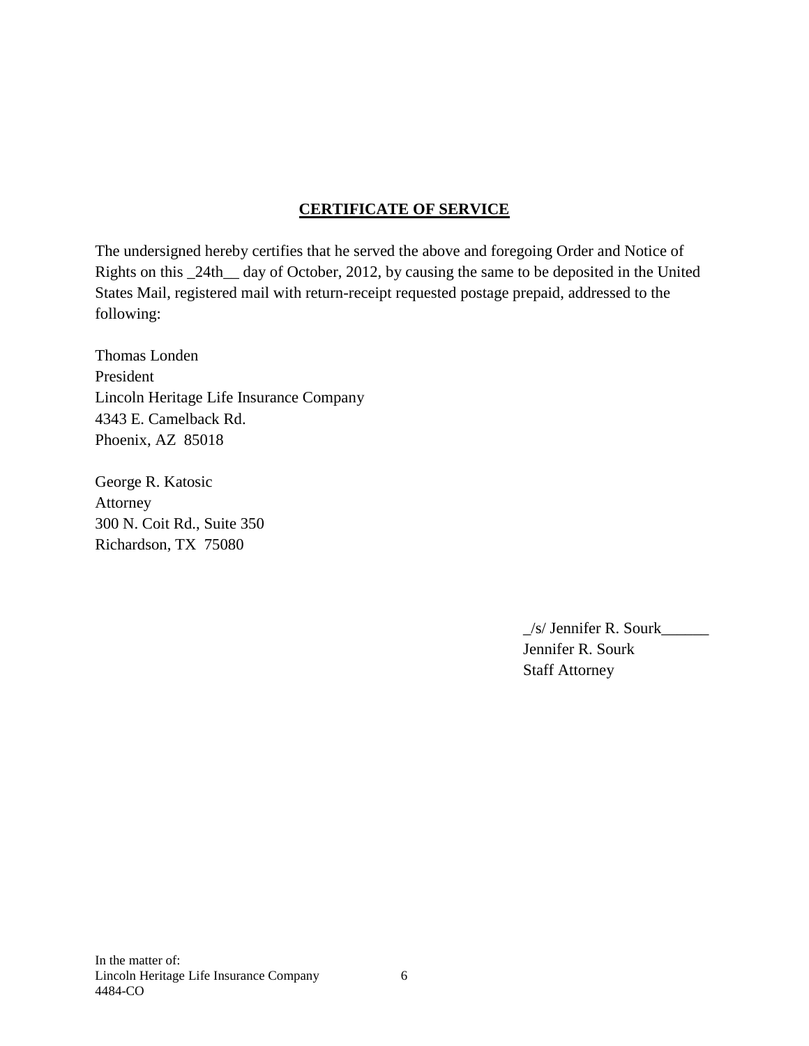## CERTIFICATE OF SERVICE

The undersigned hereby certifies that he served the above and foregoing Order and Notice of Rights on this _24th__ day of October, 2012, by causing the same to be deposited in the United States Mail, registered mail with return-receipt requested postage prepaid, addressed to the following:

Thomas Londen
President
Lincoln Heritage Life Insurance Company
4343 E. Camelback Rd.
Phoenix, AZ 85018

George R. Katosic
Attorney
300 N. Coit Rd., Suite 350
Richardson, TX 75080

_/s/ Jennifer R. Sourk______
Jennifer R. Sourk
Staff Attorney